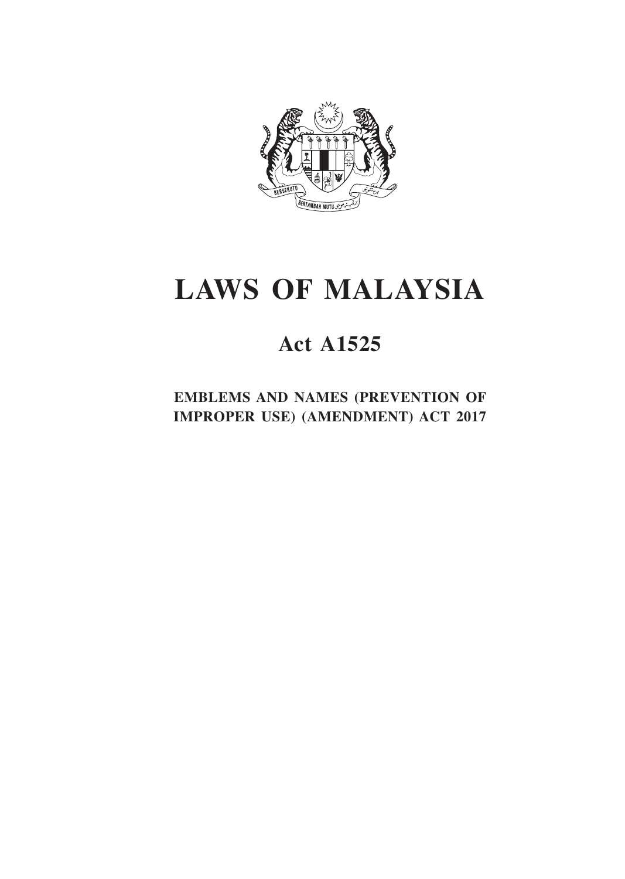# LAWS OF MALAYSIA

## Act A1525

### EMBLEMS AND NAMES (PREVENTION OF IMPROPER USE) (AMENDMENT) ACT 2017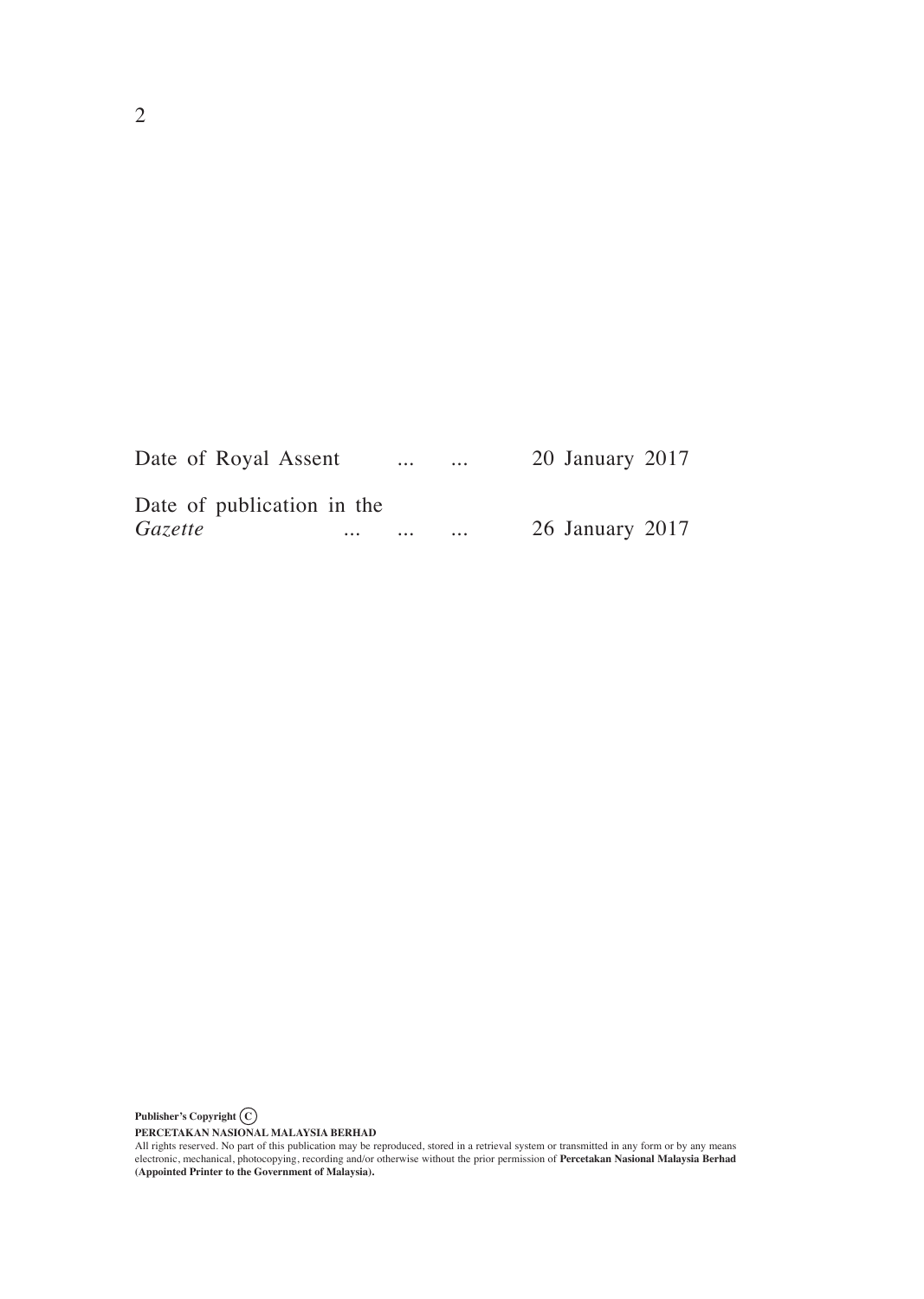Date of Royal Assent ... ... 20 January 2017

Date of publication in the *Gazette* ... ... ... 26 January 2017

**Publisher's Copyright ©**

**PERCETAKAN NASIONAL MALAYSIA BERHAD**

All rights reserved. No part of this publication may be reproduced, stored in a retrieval system or transmitted in any form or by any means electronic, mechanical, photocopying, recording and/or otherwise without the prior permission of **Percetakan Nasional Malaysia Berhad (Appointed Printer to the Government of Malaysia).**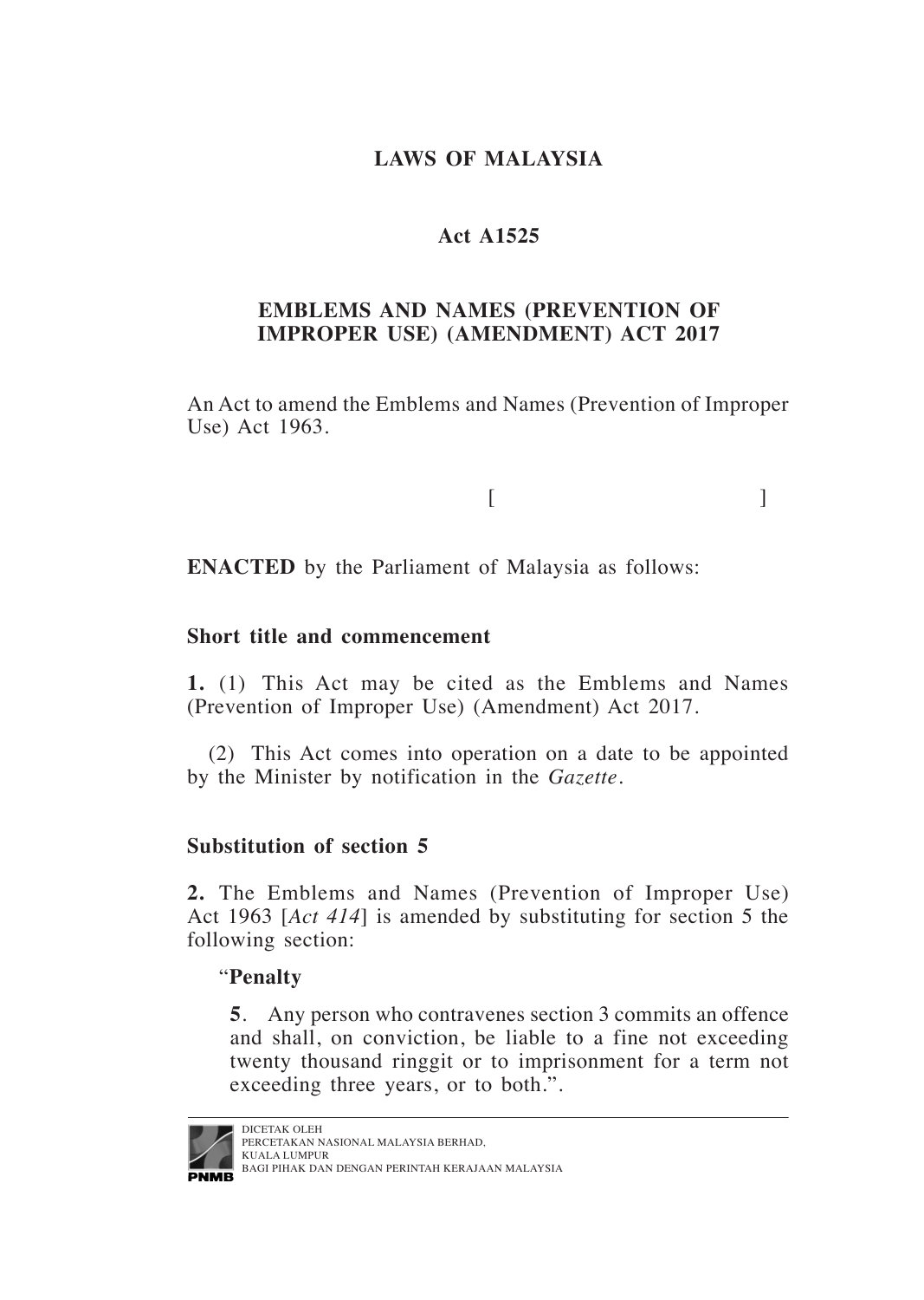**LAWS OF MALAYSIA**

**Act A1525**

**EMBLEMS AND NAMES (PREVENTION OF IMPROPER USE) (AMENDMENT) ACT 2017**

An Act to amend the Emblems and Names (Prevention of Improper Use) Act 1963.

[ ]

**ENACTED** by the Parliament of Malaysia as follows:

**Short title and commencement**

**1.** (1) This Act may be cited as the Emblems and Names (Prevention of Improper Use) (Amendment) Act 2017.

(2) This Act comes into operation on a date to be appointed by the Minister by notification in the *Gazette*.

**Substitution of section 5**

**2.** The Emblems and Names (Prevention of Improper Use) Act 1963 [*Act 414*] is amended by substituting for section 5 the following section:

"**Penalty**

**5**. Any person who contravenes section 3 commits an offence and shall, on conviction, be liable to a fine not exceeding twenty thousand ringgit or to imprisonment for a term not exceeding three years, or to both.".

DICETAK OLEH
PERCETAKAN NASIONAL MALAYSIA BERHAD,
KUALA LUMPUR
BAGI PIHAK DAN DENGAN PERINTAH KERAJAAN MALAYSIA